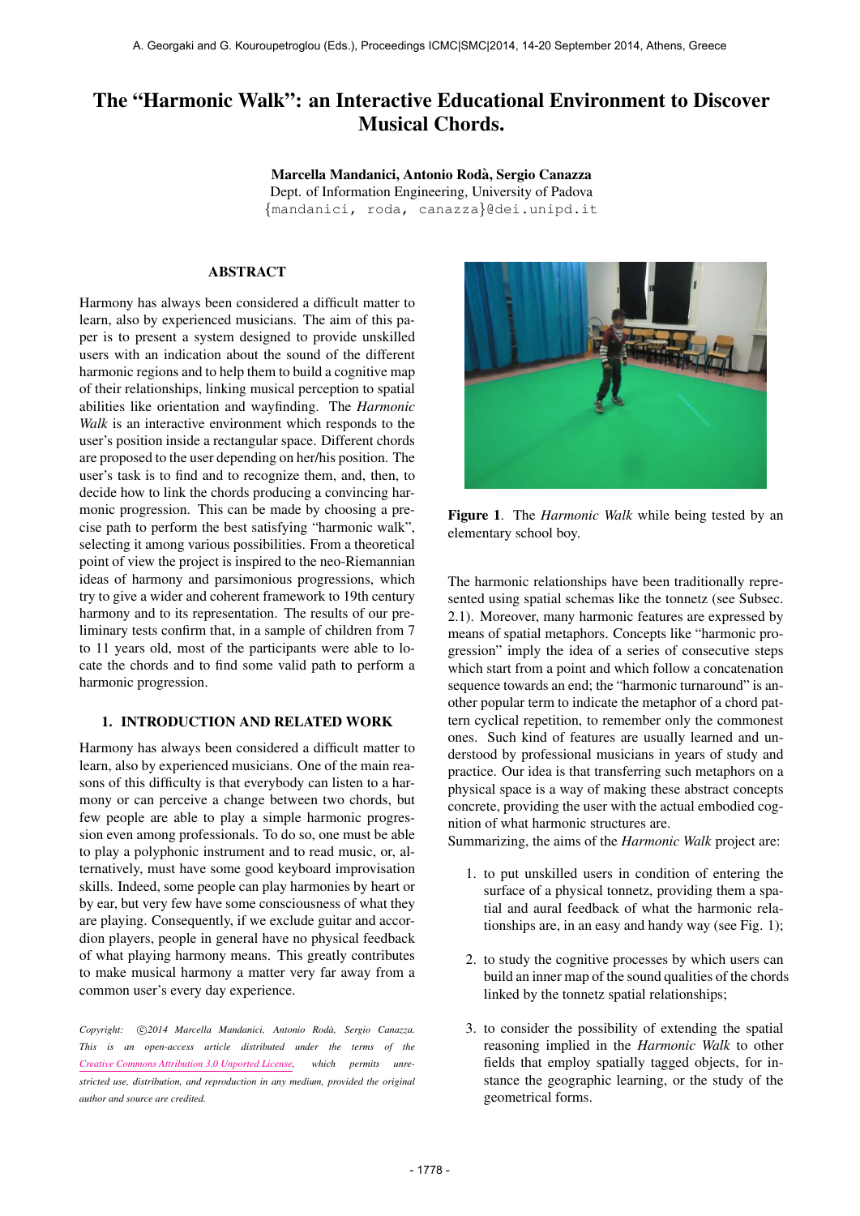# The "Harmonic Walk": an Interactive Educational Environment to Discover Musical Chords.

**Marcella Mandanici, Antonio Rodà, Sergio Canazza**
Dept. of Information Engineering, University of Padova
{mandanici, roda, canazza}@dei.unipd.it

## ABSTRACT

Harmony has always been considered a difficult matter to learn, also by experienced musicians. The aim of this paper is to present a system designed to provide unskilled users with an indication about the sound of the different harmonic regions and to help them to build a cognitive map of their relationships, linking musical perception to spatial abilities like orientation and wayfinding. The *Harmonic Walk* is an interactive environment which responds to the user's position inside a rectangular space. Different chords are proposed to the user depending on her/his position. The user's task is to find and to recognize them, and, then, to decide how to link the chords producing a convincing harmonic progression. This can be made by choosing a precise path to perform the best satisfying "harmonic walk", selecting it among various possibilities. From a theoretical point of view the project is inspired to the neo-Riemannian ideas of harmony and parsimonious progressions, which try to give a wider and coherent framework to 19th century harmony and to its representation. The results of our preliminary tests confirm that, in a sample of children from 7 to 11 years old, most of the participants were able to locate the chords and to find some valid path to perform a harmonic progression.

## 1. INTRODUCTION AND RELATED WORK

Harmony has always been considered a difficult matter to learn, also by experienced musicians. One of the main reasons of this difficulty is that everybody can listen to a harmony or can perceive a change between two chords, but few people are able to play a simple harmonic progression even among professionals. To do so, one must be able to play a polyphonic instrument and to read music, or, alternatively, must have some good keyboard improvisation skills. Indeed, some people can play harmonies by heart or by ear, but very few have some consciousness of what they are playing. Consequently, if we exclude guitar and accordion players, people in general have no physical feedback of what playing harmony means. This strongly contributes to make musical harmony a matter very far away from a common user's every day experience.

*Copyright: ©2014 Marcella Mandanici, Antonio Rodà, Sergio Canazza. This is an open-access article distributed under the terms of the Creative Commons Attribution 3.0 Unported License, which permits unrestricted use, distribution, and reproduction in any medium, provided the original author and source are credited.*

**Figure 1**. The *Harmonic Walk* while being tested by an elementary school boy.

The harmonic relationships have been traditionally represented using spatial schemas like the tonnetz (see Subsec. 2.1). Moreover, many harmonic features are expressed by means of spatial metaphors. Concepts like "harmonic progression" imply the idea of a series of consecutive steps which start from a point and which follow a concatenation sequence towards an end; the "harmonic turnaround" is another popular term to indicate the metaphor of a chord pattern cyclical repetition, to remember only the commonest ones. Such kind of features are usually learned and understood by professional musicians in years of study and practice. Our idea is that transferring such metaphors on a physical space is a way of making these abstract concepts concrete, providing the user with the actual embodied cognition of what harmonic structures are.

Summarizing, the aims of the *Harmonic Walk* project are:

1. to put unskilled users in condition of entering the surface of a physical tonnetz, providing them a spatial and aural feedback of what the harmonic relationships are, in an easy and handy way (see Fig. 1);

2. to study the cognitive processes by which users can build an inner map of the sound qualities of the chords linked by the tonnetz spatial relationships;

3. to consider the possibility of extending the spatial reasoning implied in the *Harmonic Walk* to other fields that employ spatially tagged objects, for instance the geographic learning, or the study of the geometrical forms.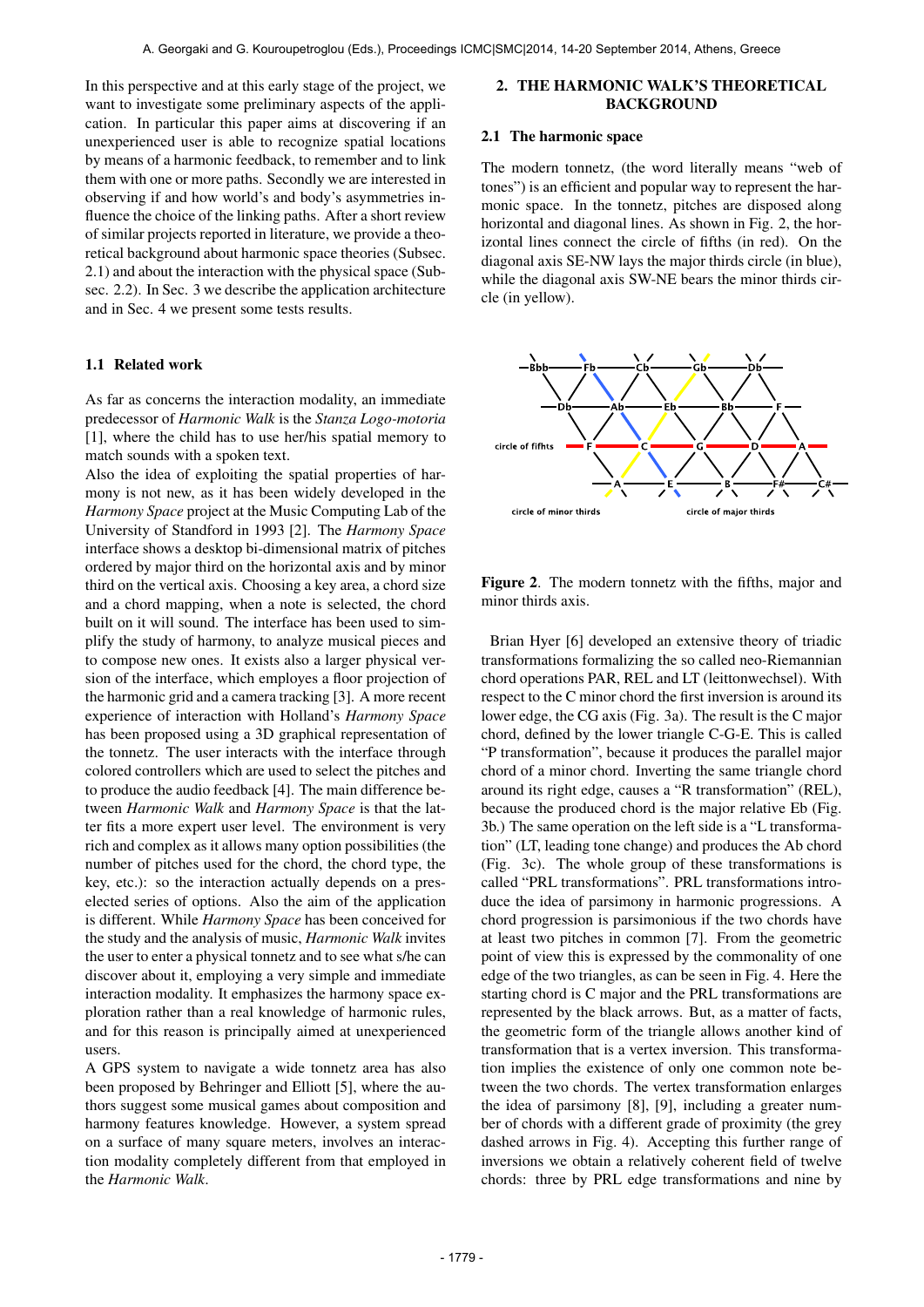In this perspective and at this early stage of the project, we want to investigate some preliminary aspects of the application. In particular this paper aims at discovering if an unexperienced user is able to recognize spatial locations by means of a harmonic feedback, to remember and to link them with one or more paths. Secondly we are interested in observing if and how world's and body's asymmetries influence the choice of the linking paths. After a short review of similar projects reported in literature, we provide a theoretical background about harmonic space theories (Subsec. 2.1) and about the interaction with the physical space (Subsec. 2.2). In Sec. 3 we describe the application architecture and in Sec. 4 we present some tests results.

### 1.1 Related work

As far as concerns the interaction modality, an immediate predecessor of *Harmonic Walk* is the *Stanza Logo-motoria* [1], where the child has to use her/his spatial memory to match sounds with a spoken text.

Also the idea of exploiting the spatial properties of harmony is not new, as it has been widely developed in the *Harmony Space* project at the Music Computing Lab of the University of Standford in 1993 [2]. The *Harmony Space* interface shows a desktop bi-dimensional matrix of pitches ordered by major third on the horizontal axis and by minor third on the vertical axis. Choosing a key area, a chord size and a chord mapping, when a note is selected, the chord built on it will sound. The interface has been used to simplify the study of harmony, to analyze musical pieces and to compose new ones. It exists also a larger physical version of the interface, which employes a floor projection of the harmonic grid and a camera tracking [3]. A more recent experience of interaction with Holland's *Harmony Space* has been proposed using a 3D graphical representation of the tonnetz. The user interacts with the interface through colored controllers which are used to select the pitches and to produce the audio feedback [4]. The main difference between *Harmonic Walk* and *Harmony Space* is that the latter fits a more expert user level. The environment is very rich and complex as it allows many option possibilities (the number of pitches used for the chord, the chord type, the key, etc.): so the interaction actually depends on a preselected series of options. Also the aim of the application is different. While *Harmony Space* has been conceived for the study and the analysis of music, *Harmonic Walk* invites the user to enter a physical tonnetz and to see what s/he can discover about it, employing a very simple and immediate interaction modality. It emphasizes the harmony space exploration rather than a real knowledge of harmonic rules, and for this reason is principally aimed at unexperienced users.

A GPS system to navigate a wide tonnetz area has also been proposed by Behringer and Elliott [5], where the authors suggest some musical games about composition and harmony features knowledge. However, a system spread on a surface of many square meters, involves an interaction modality completely different from that employed in the *Harmonic Walk*.

## 2. THE HARMONIC WALK'S THEORETICAL BACKGROUND

### 2.1 The harmonic space

The modern tonnetz, (the word literally means "web of tones") is an efficient and popular way to represent the harmonic space. In the tonnetz, pitches are disposed along horizontal and diagonal lines. As shown in Fig. 2, the horizontal lines connect the circle of fifths (in red). On the diagonal axis SE-NW lays the major thirds circle (in blue), while the diagonal axis SW-NE bears the minor thirds circle (in yellow).

Bbb Fb Cb Gb Db
Db Ab Eb Bb F
circle of fifhts F C G D A
A E B F# C#
circle of minor thirds
circle of major thirds

**Figure 2**. The modern tonnetz with the fifths, major and minor thirds axis.

Brian Hyer [6] developed an extensive theory of triadic transformations formalizing the so called neo-Riemannian chord operations PAR, REL and LT (leittonwechsel). With respect to the C minor chord the first inversion is around its lower edge, the CG axis (Fig. 3a). The result is the C major chord, defined by the lower triangle C-G-E. This is called "P transformation", because it produces the parallel major chord of a minor chord. Inverting the same triangle chord around its right edge, causes a "R transformation" (REL), because the produced chord is the major relative Eb (Fig. 3b.) The same operation on the left side is a "L transformation" (LT, leading tone change) and produces the Ab chord (Fig. 3c). The whole group of these transformations is called "PRL transformations". PRL transformations introduce the idea of parsimony in harmonic progressions. A chord progression is parsimonious if the two chords have at least two pitches in common [7]. From the geometric point of view this is expressed by the commonality of one edge of the two triangles, as can be seen in Fig. 4. Here the starting chord is C major and the PRL transformations are represented by the black arrows. But, as a matter of facts, the geometric form of the triangle allows another kind of transformation that is a vertex inversion. This transformation implies the existence of only one common note between the two chords. The vertex transformation enlarges the idea of parsimony [8], [9], including a greater number of chords with a different grade of proximity (the grey dashed arrows in Fig. 4). Accepting this further range of inversions we obtain a relatively coherent field of twelve chords: three by PRL edge transformations and nine by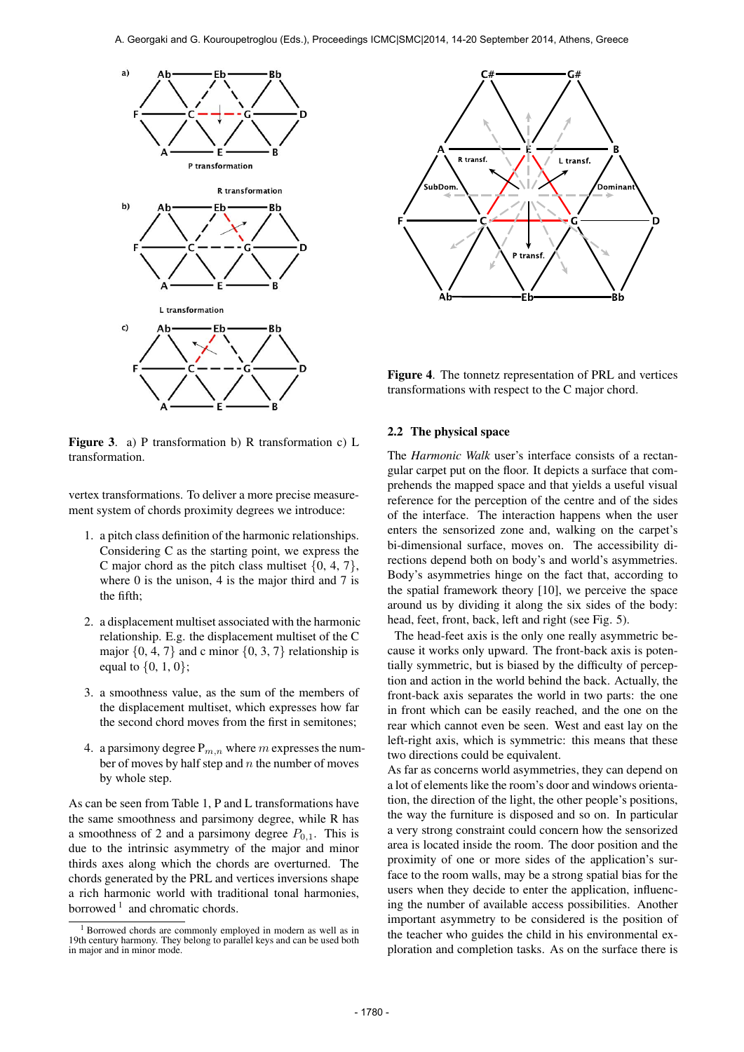a)

Ab Eb Bb

F C G D

A E B

P transformation

R transformation

b)

Ab Eb Bb

F C G D

A E B

L transformation

c)

Ab Eb Bb

F C G D

A E B

**Figure 3**. a) P transformation b) R transformation c) L transformation.

C# G#

A E B

R transf. L transf.

SubDom. Dominant

F C G D

P transf.

Ab Eb Bb

**Figure 4**. The tonnetz representation of PRL and vertices transformations with respect to the C major chord.

vertex transformations. To deliver a more precise measurement system of chords proximity degrees we introduce:

1. a pitch class definition of the harmonic relationships. Considering C as the starting point, we express the C major chord as the pitch class multiset $\{0, 4, 7\}$, where 0 is the unison, 4 is the major third and 7 is the fifth;

2. a displacement multiset associated with the harmonic relationship. E.g. the displacement multiset of the C major $\{0, 4, 7\}$ and c minor $\{0, 3, 7\}$ relationship is equal to $\{0, 1, 0\}$;

3. a smoothness value, as the sum of the members of the displacement multiset, which expresses how far the second chord moves from the first in semitones;

4. a parsimony degree $P_{m,n}$ where $m$ expresses the number of moves by half step and $n$ the number of moves by whole step.

As can be seen from Table 1, P and L transformations have the same smoothness and parsimony degree, while R has a smoothness of 2 and a parsimony degree $P_{0,1}$. This is due to the intrinsic asymmetry of the major and minor thirds axes along which the chords are overturned. The chords generated by the PRL and vertices inversions shape a rich harmonic world with traditional tonal harmonies, borrowed [1] and chromatic chords.

[1] Borrowed chords are commonly employed in modern as well as in 19th century harmony. They belong to parallel keys and can be used both in major and in minor mode.

## 2.2 The physical space

The *Harmonic Walk* user's interface consists of a rectangular carpet put on the floor. It depicts a surface that comprehends the mapped space and that yields a useful visual reference for the perception of the centre and of the sides of the interface. The interaction happens when the user enters the sensorized zone and, walking on the carpet's bi-dimensional surface, moves on. The accessibility directions depend both on body's and world's asymmetries. Body's asymmetries hinge on the fact that, according to the spatial framework theory [10], we perceive the space around us by dividing it along the six sides of the body: head, feet, front, back, left and right (see Fig. 5).

The head-feet axis is the only one really asymmetric because it works only upward. The front-back axis is potentially symmetric, but is biased by the difficulty of perception and action in the world behind the back. Actually, the front-back axis separates the world in two parts: the one in front which can be easily reached, and the one on the rear which cannot even be seen. West and east lay on the left-right axis, which is symmetric: this means that these two directions could be equivalent.

As far as concerns world asymmetries, they can depend on a lot of elements like the room's door and windows orientation, the direction of the light, the other people's positions, the way the furniture is disposed and so on. In particular a very strong constraint could concern how the sensorized area is located inside the room. The door position and the proximity of one or more sides of the application's surface to the room walls, may be a strong spatial bias for the users when they decide to enter the application, influencing the number of available access possibilities. Another important asymmetry to be considered is the position of the teacher who guides the child in his environmental exploration and completion tasks. As on the surface there is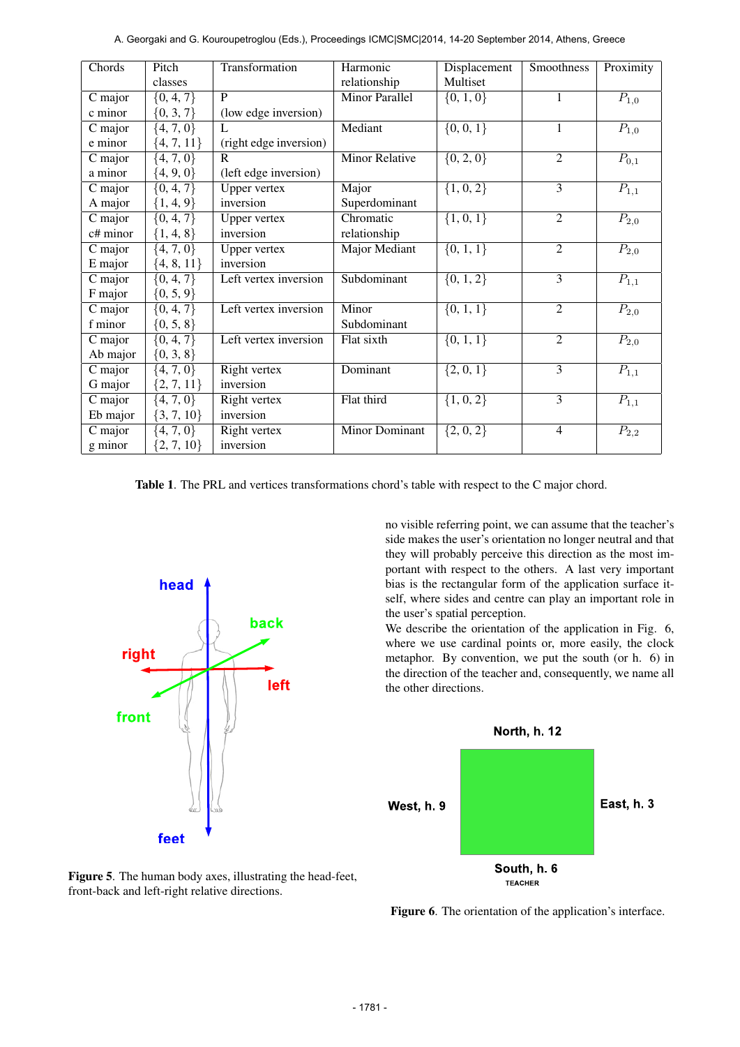| Chords | Pitch classes | Transformation | Harmonic relationship | Displacement Multiset | Smoothness | Proximity |
|---|---|---|---|---|---|---|
| C major<br>c minor | {0, 4, 7}<br>{0, 3, 7} | P<br>(low edge inversion) | Minor Parallel | {0, 1, 0} | 1 | $P_{1,0}$ |
| C major<br>e minor | {4, 7, 0}<br>{4, 7, 11} | L<br>(right edge inversion) | Mediant | {0, 0, 1} | 1 | $P_{1,0}$ |
| C major<br>a minor | {4, 7, 0}<br>{4, 9, 0} | R<br>(left edge inversion) | Minor Relative | {0, 2, 0} | 2 | $P_{0,1}$ |
| C major<br>A major | {0, 4, 7}<br>{1, 4, 9} | Upper vertex inversion | Major Superdominant | {1, 0, 2} | 3 | $P_{1,1}$ |
| C major<br>c# minor | {0, 4, 7}<br>{1, 4, 8} | Upper vertex inversion | Chromatic relationship | {1, 0, 1} | 2 | $P_{2,0}$ |
| C major<br>E major | {4, 7, 0}<br>{4, 8, 11} | Upper vertex inversion | Major Mediant | {0, 1, 1} | 2 | $P_{2,0}$ |
| C major<br>F major | {0, 4, 7}<br>{0, 5, 9} | Left vertex inversion | Subdominant | {0, 1, 2} | 3 | $P_{1,1}$ |
| C major<br>f minor | {0, 4, 7}<br>{0, 5, 8} | Left vertex inversion | Minor Subdominant | {0, 1, 1} | 2 | $P_{2,0}$ |
| C major<br>Ab major | {0, 4, 7}<br>{0, 3, 8} | Left vertex inversion | Flat sixth | {0, 1, 1} | 2 | $P_{2,0}$ |
| C major<br>G major | {4, 7, 0}<br>{2, 7, 11} | Right vertex inversion | Dominant | {2, 0, 1} | 3 | $P_{1,1}$ |
| C major<br>Eb major | {4, 7, 0}<br>{3, 7, 10} | Right vertex inversion | Flat third | {1, 0, 2} | 3 | $P_{1,1}$ |
| C major<br>g minor | {4, 7, 0}<br>{2, 7, 10} | Right vertex inversion | Minor Dominant | {2, 0, 2} | 4 | $P_{2,2}$ |

**Table 1**. The PRL and vertices transformations chord's table with respect to the C major chord.

head

back

right

left

front

feet

**Figure 5**. The human body axes, illustrating the head-feet, front-back and left-right relative directions.

no visible referring point, we can assume that the teacher's side makes the user's orientation no longer neutral and that they will probably perceive this direction as the most important with respect to the others. A last very important bias is the rectangular form of the application surface itself, where sides and centre can play an important role in the user's spatial perception.

We describe the orientation of the application in Fig. 6, where we use cardinal points or, more easily, the clock metaphor. By convention, we put the south (or h. 6) in the direction of the teacher and, consequently, we name all the other directions.

North, h. 12

West, h. 9

East, h. 3

South, h. 6

TEACHER

**Figure 6**. The orientation of the application's interface.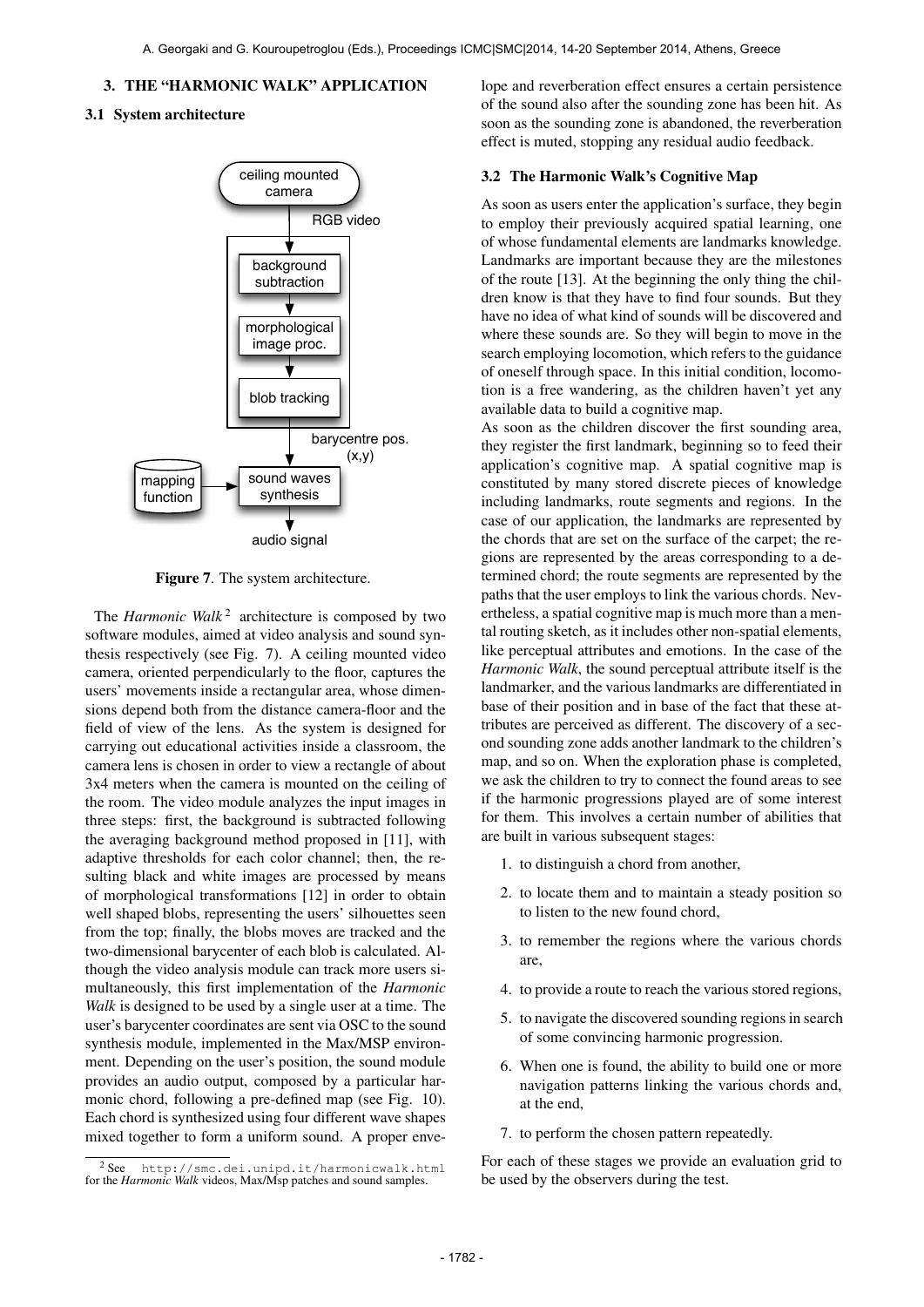## 3. THE "HARMONIC WALK" APPLICATION

### 3.1 System architecture

ceiling mounted camera

RGB video

background subtraction

morphological image proc.

blob tracking

barycentre pos. (x,y)

mapping function

sound waves synthesis

audio signal

**Figure 7**. The system architecture.

The *Harmonic Walk* [2] architecture is composed by two software modules, aimed at video analysis and sound synthesis respectively (see Fig. 7). A ceiling mounted video camera, oriented perpendicularly to the floor, captures the users' movements inside a rectangular area, whose dimensions depend both from the distance camera-floor and the field of view of the lens. As the system is designed for carrying out educational activities inside a classroom, the camera lens is chosen in order to view a rectangle of about 3x4 meters when the camera is mounted on the ceiling of the room. The video module analyzes the input images in three steps: first, the background is subtracted following the averaging background method proposed in [11], with adaptive thresholds for each color channel; then, the resulting black and white images are processed by means of morphological transformations [12] in order to obtain well shaped blobs, representing the users' silhouettes seen from the top; finally, the blobs moves are tracked and the two-dimensional barycenter of each blob is calculated. Although the video analysis module can track more users simultaneously, this first implementation of the *Harmonic Walk* is designed to be used by a single user at a time. The user's barycenter coordinates are sent via OSC to the sound synthesis module, implemented in the Max/MSP environment. Depending on the user's position, the sound module provides an audio output, composed by a particular harmonic chord, following a pre-defined map (see Fig. 10). Each chord is synthesized using four different wave shapes mixed together to form a uniform sound. A proper envelope and reverberation effect ensures a certain persistence of the sound also after the sounding zone has been hit. As soon as the sounding zone is abandoned, the reverberation effect is muted, stopping any residual audio feedback.

[2] See `http://smc.dei.unipd.it/harmonicwalk.html` for the *Harmonic Walk* videos, Max/Msp patches and sound samples.

### 3.2 The Harmonic Walk's Cognitive Map

As soon as users enter the application's surface, they begin to employ their previously acquired spatial learning, one of whose fundamental elements are landmarks knowledge. Landmarks are important because they are the milestones of the route [13]. At the beginning the only thing the children know is that they have to find four sounds. But they have no idea of what kind of sounds will be discovered and where these sounds are. So they will begin to move in the search employing locomotion, which refers to the guidance of oneself through space. In this initial condition, locomotion is a free wandering, as the children haven't yet any available data to build a cognitive map.

As soon as the children discover the first sounding area, they register the first landmark, beginning so to feed their application's cognitive map. A spatial cognitive map is constituted by many stored discrete pieces of knowledge including landmarks, route segments and regions. In the case of our application, the landmarks are represented by the chords that are set on the surface of the carpet; the regions are represented by the areas corresponding to a determined chord; the route segments are represented by the paths that the user employs to link the various chords. Nevertheless, a spatial cognitive map is much more than a mental routing sketch, as it includes other non-spatial elements, like perceptual attributes and emotions. In the case of the *Harmonic Walk*, the sound perceptual attribute itself is the landmarker, and the various landmarks are differentiated in base of their position and in base of the fact that these attributes are perceived as different. The discovery of a second sounding zone adds another landmark to the children's map, and so on. When the exploration phase is completed, we ask the children to try to connect the found areas to see if the harmonic progressions played are of some interest for them. This involves a certain number of abilities that are built in various subsequent stages:

1. to distinguish a chord from another,
2. to locate them and to maintain a steady position so to listen to the new found chord,
3. to remember the regions where the various chords are,
4. to provide a route to reach the various stored regions,
5. to navigate the discovered sounding regions in search of some convincing harmonic progression.
6. When one is found, the ability to build one or more navigation patterns linking the various chords and, at the end,
7. to perform the chosen pattern repeatedly.

For each of these stages we provide an evaluation grid to be used by the observers during the test.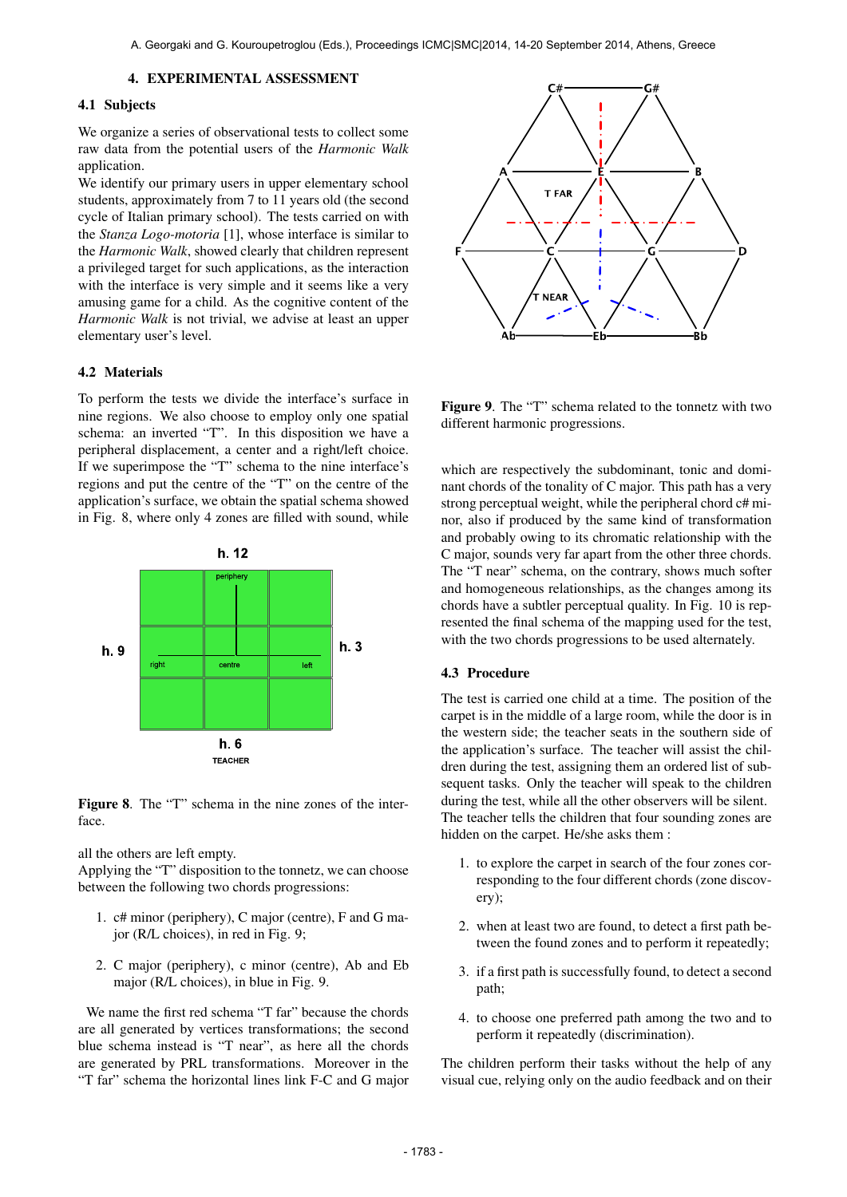## 4. EXPERIMENTAL ASSESSMENT

### 4.1 Subjects

We organize a series of observational tests to collect some raw data from the potential users of the *Harmonic Walk* application.
We identify our primary users in upper elementary school students, approximately from 7 to 11 years old (the second cycle of Italian primary school). The tests carried on with the *Stanza Logo-motoria* [1], whose interface is similar to the *Harmonic Walk*, showed clearly that children represent a privileged target for such applications, as the interaction with the interface is very simple and it seems like a very amusing game for a child. As the cognitive content of the *Harmonic Walk* is not trivial, we advise at least an upper elementary user's level.

### 4.2 Materials

To perform the tests we divide the interface's surface in nine regions. We also choose to employ only one spatial schema: an inverted "T". In this disposition we have a peripheral displacement, a center and a right/left choice. If we superimpose the "T" schema to the nine interface's regions and put the centre of the "T" on the centre of the application's surface, we obtain the spatial schema showed in Fig. 8, where only 4 zones are filled with sound, while

h. 12
periphery
h. 9
right
centre
left
h. 3
h. 6
TEACHER

**Figure 8**. The "T" schema in the nine zones of the interface.

all the others are left empty.
Applying the "T" disposition to the tonnetz, we can choose between the following two chords progressions:

1. c# minor (periphery), C major (centre), F and G major (R/L choices), in red in Fig. 9;
2. C major (periphery), c minor (centre), Ab and Eb major (R/L choices), in blue in Fig. 9.

We name the first red schema "T far" because the chords are all generated by vertices transformations; the second blue schema instead is "T near", as here all the chords are generated by PRL transformations. Moreover in the "T far" schema the horizontal lines link F-C and G major

C#
G#
A
E
B
T FAR
F
C
G
D
T NEAR
Ab
Eb
Bb

**Figure 9**. The "T" schema related to the tonnetz with two different harmonic progressions.

which are respectively the subdominant, tonic and dominant chords of the tonality of C major. This path has a very strong perceptual weight, while the peripheral chord c# minor, also if produced by the same kind of transformation and probably owing to its chromatic relationship with the C major, sounds very far apart from the other three chords. The "T near" schema, on the contrary, shows much softer and homogeneous relationships, as the changes among its chords have a subtler perceptual quality. In Fig. 10 is represented the final schema of the mapping used for the test, with the two chords progressions to be used alternately.

### 4.3 Procedure

The test is carried one child at a time. The position of the carpet is in the middle of a large room, while the door is in the western side; the teacher seats in the southern side of the application's surface. The teacher will assist the children during the test, assigning them an ordered list of subsequent tasks. Only the teacher will speak to the children during the test, while all the other observers will be silent. The teacher tells the children that four sounding zones are hidden on the carpet. He/she asks them :

1. to explore the carpet in search of the four zones corresponding to the four different chords (zone discovery);
2. when at least two are found, to detect a first path between the found zones and to perform it repeatedly;
3. if a first path is successfully found, to detect a second path;
4. to choose one preferred path among the two and to perform it repeatedly (discrimination).

The children perform their tasks without the help of any visual cue, relying only on the audio feedback and on their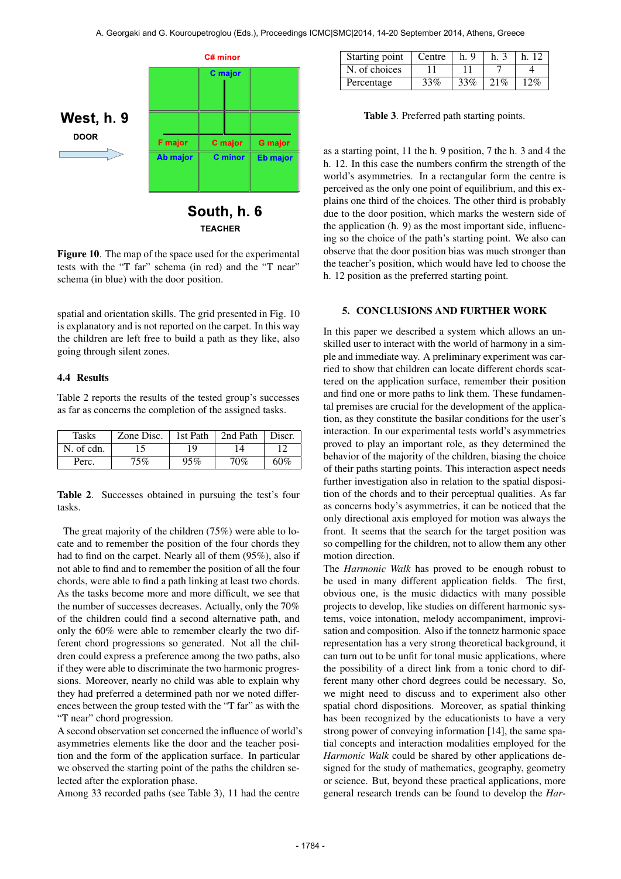West, h. 9

DOOR

C# minor

C major

F major

C major

G major

Ab major

C minor

Eb major

South, h. 6

TEACHER

**Figure 10**. The map of the space used for the experimental tests with the "T far" schema (in red) and the "T near" schema (in blue) with the door position.

spatial and orientation skills. The grid presented in Fig. 10 is explanatory and is not reported on the carpet. In this way the children are left free to build a path as they like, also going through silent zones.

### 4.4 Results

Table 2 reports the results of the tested group's successes as far as concerns the completion of the assigned tasks.

| Tasks | Zone Disc. | 1st Path | 2nd Path | Discr. |
|---|---|---|---|---|
| N. of cdn. | 15 | 19 | 14 | 12 |
| Perc. | 75% | 95% | 70% | 60% |

**Table 2**. Successes obtained in pursuing the test's four tasks.

The great majority of the children (75%) were able to locate and to remember the position of the four chords they had to find on the carpet. Nearly all of them (95%), also if not able to find and to remember the position of all the four chords, were able to find a path linking at least two chords. As the tasks become more and more difficult, we see that the number of successes decreases. Actually, only the 70% of the children could find a second alternative path, and only the 60% were able to remember clearly the two different chord progressions so generated. Not all the children could express a preference among the two paths, also if they were able to discriminate the two harmonic progressions. Moreover, nearly no child was able to explain why they had preferred a determined path nor we noted differences between the group tested with the "T far" as with the "T near" chord progression.

A second observation set concerned the influence of world's asymmetries elements like the door and the teacher position and the form of the application surface. In particular we observed the starting point of the paths the children selected after the exploration phase.

Among 33 recorded paths (see Table 3), 11 had the centre

| Starting point | Centre | h. 9 | h. 3 | h. 12 |
|---|---|---|---|---|
| N. of choices | 11 | 11 | 7 | 4 |
| Percentage | 33% | 33% | 21% | 12% |

**Table 3**. Preferred path starting points.

as a starting point, 11 the h. 9 position, 7 the h. 3 and 4 the h. 12. In this case the numbers confirm the strength of the world's asymmetries. In a rectangular form the centre is perceived as the only one point of equilibrium, and this explains one third of the choices. The other third is probably due to the door position, which marks the western side of the application (h. 9) as the most important side, influencing so the choice of the path's starting point. We also can observe that the door position bias was much stronger than the teacher's position, which would have led to choose the h. 12 position as the preferred starting point.

## 5. CONCLUSIONS AND FURTHER WORK

In this paper we described a system which allows an unskilled user to interact with the world of harmony in a simple and immediate way. A preliminary experiment was carried to show that children can locate different chords scattered on the application surface, remember their position and find one or more paths to link them. These fundamental premises are crucial for the development of the application, as they constitute the basilar conditions for the user's interaction. In our experimental tests world's asymmetries proved to play an important role, as they determined the behavior of the majority of the children, biasing the choice of their paths starting points. This interaction aspect needs further investigation also in relation to the spatial disposition of the chords and to their perceptual qualities. As far as concerns body's asymmetries, it can be noticed that the only directional axis employed for motion was always the front. It seems that the search for the target position was so compelling for the children, not to allow them any other motion direction.

The *Harmonic Walk* has proved to be enough robust to be used in many different application fields. The first, obvious one, is the music didactics with many possible projects to develop, like studies on different harmonic systems, voice intonation, melody accompaniment, improvisation and composition. Also if the tonnetz harmonic space representation has a very strong theoretical background, it can turn out to be unfit for tonal music applications, where the possibility of a direct link from a tonic chord to different many other chord degrees could be necessary. So, we might need to discuss and to experiment also other spatial chord dispositions. Moreover, as spatial thinking has been recognized by the educationists to have a very strong power of conveying information [14], the same spatial concepts and interaction modalities employed for the *Harmonic Walk* could be shared by other applications designed for the study of mathematics, geography, geometry or science. But, beyond these practical applications, more general research trends can be found to develop the *Har-*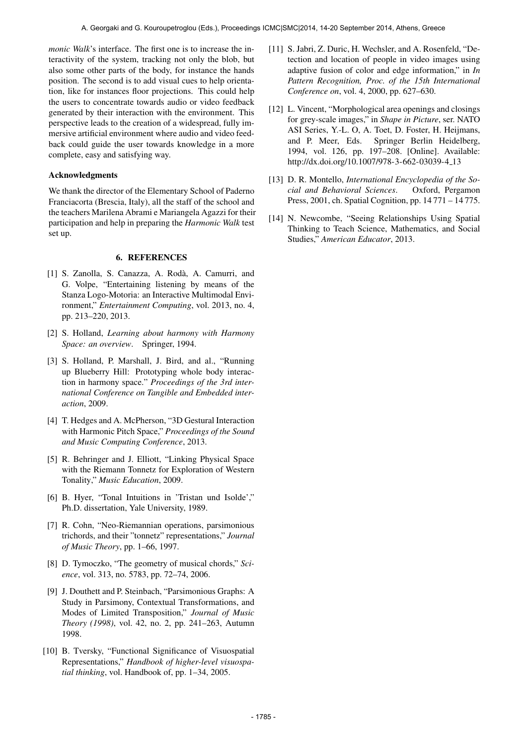*monic Walk*'s interface. The first one is to increase the interactivity of the system, tracking not only the blob, but also some other parts of the body, for instance the hands position. The second is to add visual cues to help orientation, like for instances floor projections. This could help the users to concentrate towards audio or video feedback generated by their interaction with the environment. This perspective leads to the creation of a widespread, fully immersive artificial environment where audio and video feedback could guide the user towards knowledge in a more complete, easy and satisfying way.

### Acknowledgments

We thank the director of the Elementary School of Paderno Franciacorta (Brescia, Italy), all the staff of the school and the teachers Marilena Abrami e Mariangela Agazzi for their participation and help in preparing the *Harmonic Walk* test set up.

## 6. REFERENCES

[1] S. Zanolla, S. Canazza, A. Rodà, A. Camurri, and G. Volpe, "Entertaining listening by means of the Stanza Logo-Motoria: an Interactive Multimodal Environment," *Entertainment Computing*, vol. 2013, no. 4, pp. 213–220, 2013.

[2] S. Holland, *Learning about harmony with Harmony Space: an overview*. Springer, 1994.

[3] S. Holland, P. Marshall, J. Bird, and al., "Running up Blueberry Hill: Prototyping whole body interaction in harmony space." *Proceedings of the 3rd international Conference on Tangible and Embedded interaction*, 2009.

[4] T. Hedges and A. McPherson, "3D Gestural Interaction with Harmonic Pitch Space," *Proceedings of the Sound and Music Computing Conference*, 2013.

[5] R. Behringer and J. Elliott, "Linking Physical Space with the Riemann Tonnetz for Exploration of Western Tonality," *Music Education*, 2009.

[6] B. Hyer, "Tonal Intuitions in 'Tristan und Isolde'," Ph.D. dissertation, Yale University, 1989.

[7] R. Cohn, "Neo-Riemannian operations, parsimonious trichords, and their "tonnetz" representations," *Journal of Music Theory*, pp. 1–66, 1997.

[8] D. Tymoczko, "The geometry of musical chords," *Science*, vol. 313, no. 5783, pp. 72–74, 2006.

[9] J. Douthett and P. Steinbach, "Parsimonious Graphs: A Study in Parsimony, Contextual Transformations, and Modes of Limited Transposition," *Journal of Music Theory (1998)*, vol. 42, no. 2, pp. 241–263, Autumn 1998.

[10] B. Tversky, "Functional Significance of Visuospatial Representations," *Handbook of higher-level visuospatial thinking*, vol. Handbook of, pp. 1–34, 2005.

[11] S. Jabri, Z. Duric, H. Wechsler, and A. Rosenfeld, "Detection and location of people in video images using adaptive fusion of color and edge information," in *In Pattern Recognition, Proc. of the 15th International Conference on*, vol. 4, 2000, pp. 627–630.

[12] L. Vincent, "Morphological area openings and closings for grey-scale images," in *Shape in Picture*, ser. NATO ASI Series, Y.-L. O, A. Toet, D. Foster, H. Heijmans, and P. Meer, Eds. Springer Berlin Heidelberg, 1994, vol. 126, pp. 197–208. [Online]. Available: http://dx.doi.org/10.1007/978-3-662-03039-4_13

[13] D. R. Montello, *International Encyclopedia of the Social and Behavioral Sciences*. Oxford, Pergamon Press, 2001, ch. Spatial Cognition, pp. 14 771 – 14 775.

[14] N. Newcombe, "Seeing Relationships Using Spatial Thinking to Teach Science, Mathematics, and Social Studies," *American Educator*, 2013.